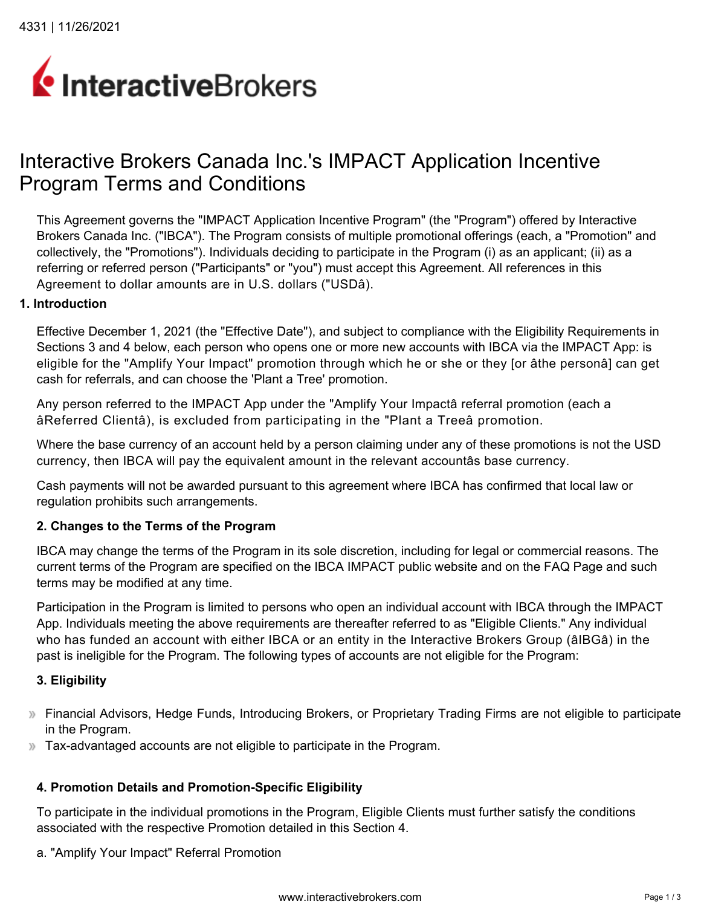# Interactive Brokers Canada Inc.'s IMPACT Application Incentive Program Terms and Conditions

This Agreement governs the "IMPACT Application Incentive Program" (the "Program") offered by Interactive Brokers Canada Inc. ("IBCA"). The Program consists of multiple promotional offerings (each, a "Promotion" and collectively, the "Promotions"). Individuals deciding to participate in the Program (i) as an applicant; (ii) as a referring or referred person ("Participants" or "you") must accept this Agreement. All references in this Agreement to dollar amounts are in U.S. dollars ("USDâ).

**1. Introduction**

Effective December 1, 2021 (the "Effective Date"), and subject to compliance with the Eligibility Requirements in Sections 3 and 4 below, each person who opens one or more new accounts with IBCA via the IMPACT App: is eligible for the "Amplify Your Impact" promotion through which he or she or they [or âthe personâ] can get cash for referrals, and can choose the 'Plant a Tree' promotion.

Any person referred to the IMPACT App under the "Amplify Your Impactâ referral promotion (each a âReferred Clientâ), is excluded from participating in the "Plant a Treeâ promotion.

Where the base currency of an account held by a person claiming under any of these promotions is not the USD currency, then IBCA will pay the equivalent amount in the relevant accountâs base currency.

Cash payments will not be awarded pursuant to this agreement where IBCA has confirmed that local law or regulation prohibits such arrangements.

**2. Changes to the Terms of the Program**

IBCA may change the terms of the Program in its sole discretion, including for legal or commercial reasons. The current terms of the Program are specified on the IBCA IMPACT public website and on the FAQ Page and such terms may be modified at any time.

Participation in the Program is limited to persons who open an individual account with IBCA through the IMPACT App. Individuals meeting the above requirements are thereafter referred to as "Eligible Clients." Any individual who has funded an account with either IBCA or an entity in the Interactive Brokers Group (âIBGâ) in the past is ineligible for the Program. The following types of accounts are not eligible for the Program:

**3. Eligibility**

- Financial Advisors, Hedge Funds, Introducing Brokers, or Proprietary Trading Firms are not eligible to participate in the Program.
- Tax-advantaged accounts are not eligible to participate in the Program.

**4. Promotion Details and Promotion-Specific Eligibility**

To participate in the individual promotions in the Program, Eligible Clients must further satisfy the conditions associated with the respective Promotion detailed in this Section 4.

a. "Amplify Your Impact" Referral Promotion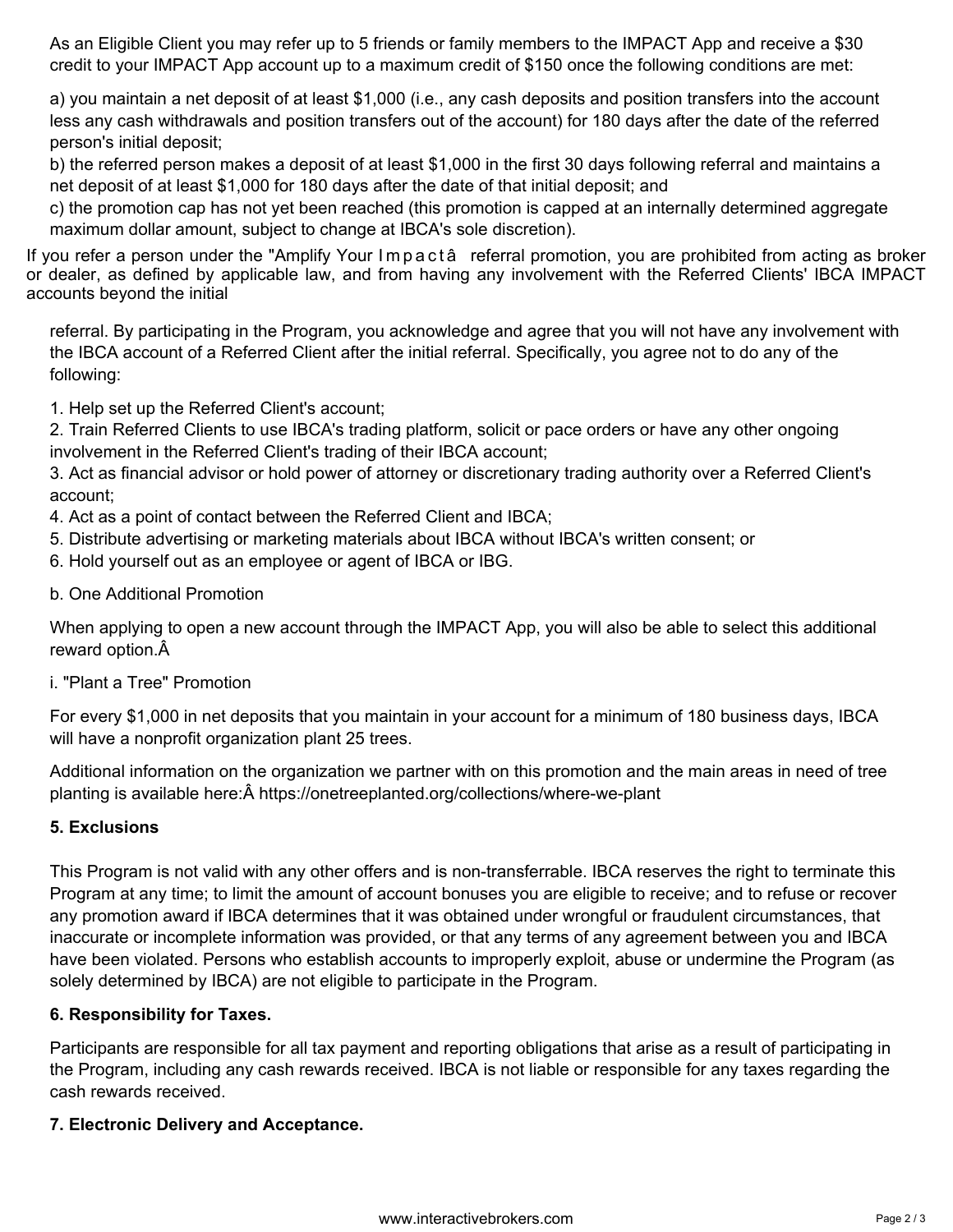As an Eligible Client you may refer up to 5 friends or family members to the IMPACT App and receive a $30 credit to your IMPACT App account up to a maximum credit of $150 once the following conditions are met:

a) you maintain a net deposit of at least $1,000 (i.e., any cash deposits and position transfers into the account less any cash withdrawals and position transfers out of the account) for 180 days after the date of the referred person's initial deposit;
b) the referred person makes a deposit of at least $1,000 in the first 30 days following referral and maintains a net deposit of at least $1,000 for 180 days after the date of that initial deposit; and
c) the promotion cap has not yet been reached (this promotion is capped at an internally determined aggregate maximum dollar amount, subject to change at IBCA's sole discretion).

If you refer a person under the "Amplify Your I m p a c t â referral promotion, you are prohibited from acting as broker or dealer, as defined by applicable law, and from having any involvement with the Referred Clients' IBCA IMPACT accounts beyond the initial referral. By participating in the Program, you acknowledge and agree that you will not have any involvement with the IBCA account of a Referred Client after the initial referral. Specifically, you agree not to do any of the following:

1. Help set up the Referred Client's account;
2. Train Referred Clients to use IBCA's trading platform, solicit or pace orders or have any other ongoing involvement in the Referred Client's trading of their IBCA account;
3. Act as financial advisor or hold power of attorney or discretionary trading authority over a Referred Client's account;
4. Act as a point of contact between the Referred Client and IBCA;
5. Distribute advertising or marketing materials about IBCA without IBCA's written consent; or
6. Hold yourself out as an employee or agent of IBCA or IBG.

b. One Additional Promotion

When applying to open a new account through the IMPACT App, you will also be able to select this additional reward option.Â

i. "Plant a Tree" Promotion

For every $1,000 in net deposits that you maintain in your account for a minimum of 180 business days, IBCA will have a nonprofit organization plant 25 trees.

Additional information on the organization we partner with on this promotion and the main areas in need of tree planting is available here:Â https://onetreeplanted.org/collections/where-we-plant

**5. Exclusions**

This Program is not valid with any other offers and is non-transferrable. IBCA reserves the right to terminate this Program at any time; to limit the amount of account bonuses you are eligible to receive; and to refuse or recover any promotion award if IBCA determines that it was obtained under wrongful or fraudulent circumstances, that inaccurate or incomplete information was provided, or that any terms of any agreement between you and IBCA have been violated. Persons who establish accounts to improperly exploit, abuse or undermine the Program (as solely determined by IBCA) are not eligible to participate in the Program.

**6. Responsibility for Taxes.**

Participants are responsible for all tax payment and reporting obligations that arise as a result of participating in the Program, including any cash rewards received. IBCA is not liable or responsible for any taxes regarding the cash rewards received.

**7. Electronic Delivery and Acceptance.**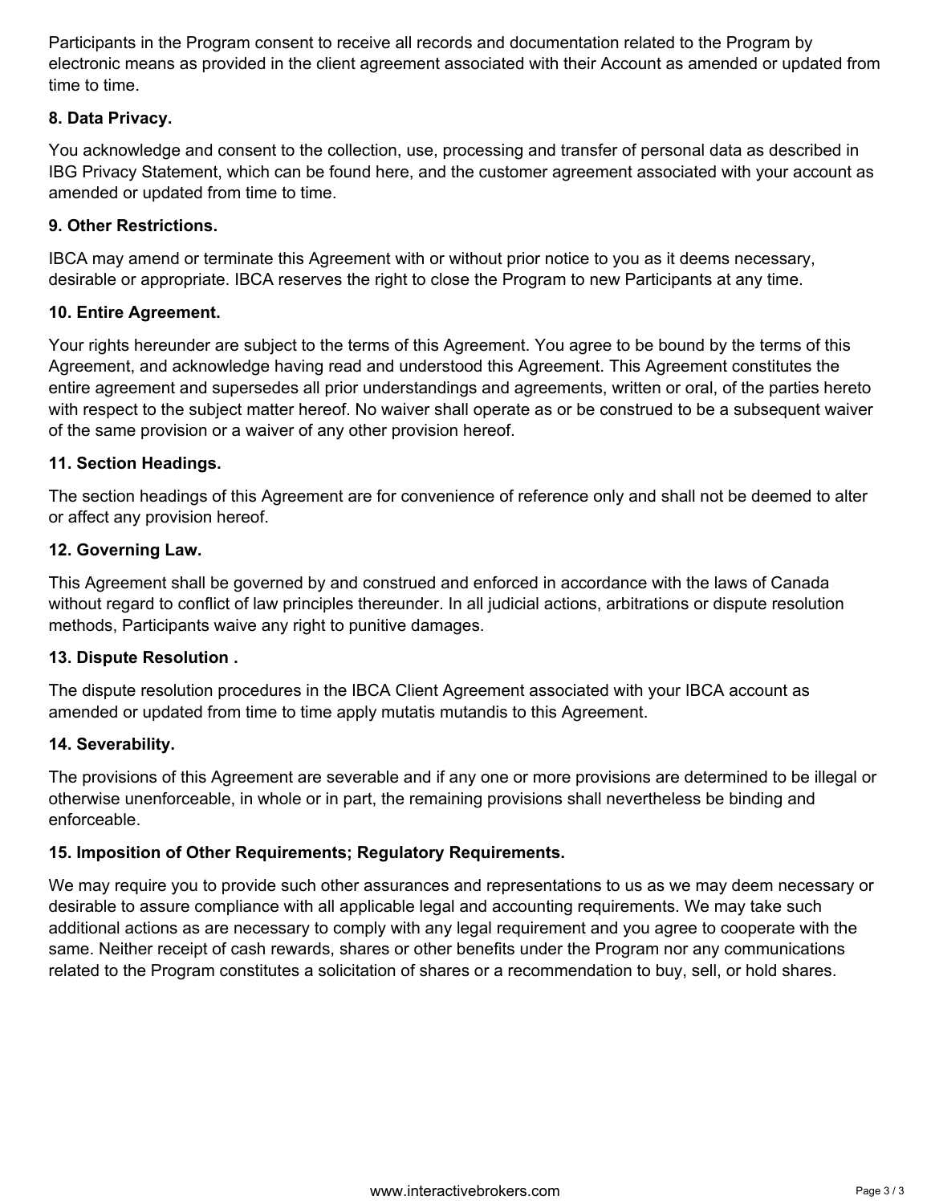Participants in the Program consent to receive all records and documentation related to the Program by electronic means as provided in the client agreement associated with their Account as amended or updated from time to time.

**8. Data Privacy.**

You acknowledge and consent to the collection, use, processing and transfer of personal data as described in IBG Privacy Statement, which can be found here, and the customer agreement associated with your account as amended or updated from time to time.

**9. Other Restrictions.**

IBCA may amend or terminate this Agreement with or without prior notice to you as it deems necessary, desirable or appropriate. IBCA reserves the right to close the Program to new Participants at any time.

**10. Entire Agreement.**

Your rights hereunder are subject to the terms of this Agreement. You agree to be bound by the terms of this Agreement, and acknowledge having read and understood this Agreement. This Agreement constitutes the entire agreement and supersedes all prior understandings and agreements, written or oral, of the parties hereto with respect to the subject matter hereof. No waiver shall operate as or be construed to be a subsequent waiver of the same provision or a waiver of any other provision hereof.

**11. Section Headings.**

The section headings of this Agreement are for convenience of reference only and shall not be deemed to alter or affect any provision hereof.

**12. Governing Law.**

This Agreement shall be governed by and construed and enforced in accordance with the laws of Canada without regard to conflict of law principles thereunder. In all judicial actions, arbitrations or dispute resolution methods, Participants waive any right to punitive damages.

**13. Dispute Resolution .**

The dispute resolution procedures in the IBCA Client Agreement associated with your IBCA account as amended or updated from time to time apply mutatis mutandis to this Agreement.

**14. Severability.**

The provisions of this Agreement are severable and if any one or more provisions are determined to be illegal or otherwise unenforceable, in whole or in part, the remaining provisions shall nevertheless be binding and enforceable.

**15. Imposition of Other Requirements; Regulatory Requirements.**

We may require you to provide such other assurances and representations to us as we may deem necessary or desirable to assure compliance with all applicable legal and accounting requirements. We may take such additional actions as are necessary to comply with any legal requirement and you agree to cooperate with the same. Neither receipt of cash rewards, shares or other benefits under the Program nor any communications related to the Program constitutes a solicitation of shares or a recommendation to buy, sell, or hold shares.